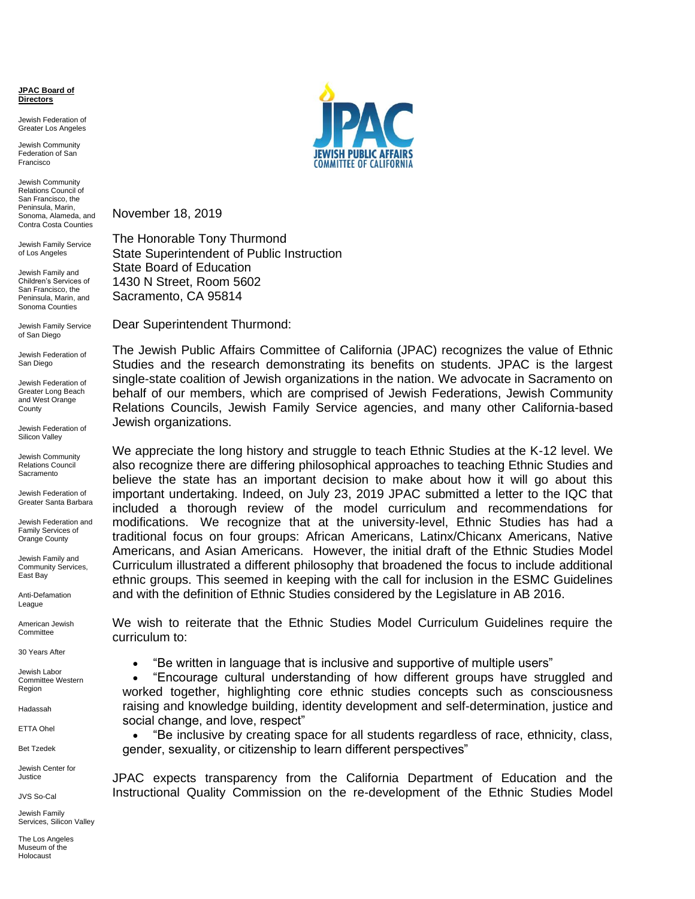**JPAC Board of Directors**

Jewish Federation of Greater Los Angeles

Jewish Community Federation of San Francisco

Jewish Community Relations Council of San Francisco, the Peninsula, Marin, Sonoma, Alameda, and Contra Costa Counties

Jewish Family Service of Los Angeles

Jewish Family and Children's Services of San Francisco, the Peninsula, Marin, and Sonoma Counties

Jewish Family Service of San Diego

Jewish Federation of San Diego

Jewish Federation of Greater Long Beach and West Orange County

Jewish Federation of Silicon Valley

Jewish Community Relations Council Sacramento

Jewish Federation of Greater Santa Barbara

Jewish Federation and Family Services of Orange County

Jewish Family and Community Services, East Bay

Anti-Defamation League

American Jewish Committee

30 Years After

Jewish Labor Committee Western Region

Hadassah

ETTA Ohel

Bet Tzedek

Jewish Center for Justice

JVS So-Cal

Jewish Family Services, Silicon Valley

The Los Angeles Museum of the Holocaust

JPAC
JEWISH PUBLIC AFFAIRS COMMITTEE OF CALIFORNIA

November 18, 2019

The Honorable Tony Thurmond
State Superintendent of Public Instruction
State Board of Education
1430 N Street, Room 5602
Sacramento, CA 95814

Dear Superintendent Thurmond:

The Jewish Public Affairs Committee of California (JPAC) recognizes the value of Ethnic Studies and the research demonstrating its benefits on students. JPAC is the largest single-state coalition of Jewish organizations in the nation. We advocate in Sacramento on behalf of our members, which are comprised of Jewish Federations, Jewish Community Relations Councils, Jewish Family Service agencies, and many other California-based Jewish organizations.

We appreciate the long history and struggle to teach Ethnic Studies at the K-12 level. We also recognize there are differing philosophical approaches to teaching Ethnic Studies and believe the state has an important decision to make about how it will go about this important undertaking. Indeed, on July 23, 2019 JPAC submitted a letter to the IQC that included a thorough review of the model curriculum and recommendations for modifications. We recognize that at the university-level, Ethnic Studies has had a traditional focus on four groups: African Americans, Latinx/Chicanx Americans, Native Americans, and Asian Americans. However, the initial draft of the Ethnic Studies Model Curriculum illustrated a different philosophy that broadened the focus to include additional ethnic groups. This seemed in keeping with the call for inclusion in the ESMC Guidelines and with the definition of Ethnic Studies considered by the Legislature in AB 2016.

We wish to reiterate that the Ethnic Studies Model Curriculum Guidelines require the curriculum to:

- "Be written in language that is inclusive and supportive of multiple users"
- "Encourage cultural understanding of how different groups have struggled and worked together, highlighting core ethnic studies concepts such as consciousness raising and knowledge building, identity development and self-determination, justice and social change, and love, respect"
- "Be inclusive by creating space for all students regardless of race, ethnicity, class, gender, sexuality, or citizenship to learn different perspectives"

JPAC expects transparency from the California Department of Education and the Instructional Quality Commission on the re-development of the Ethnic Studies Model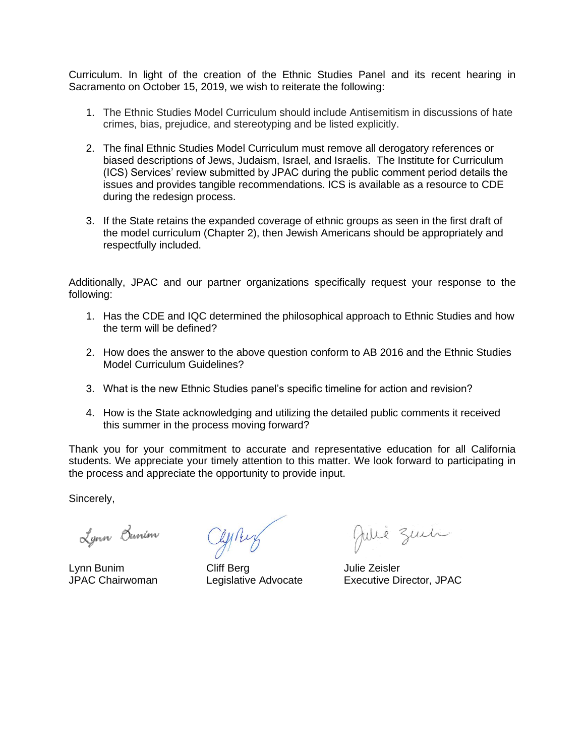Curriculum. In light of the creation of the Ethnic Studies Panel and its recent hearing in Sacramento on October 15, 2019, we wish to reiterate the following:

1. The Ethnic Studies Model Curriculum should include Antisemitism in discussions of hate crimes, bias, prejudice, and stereotyping and be listed explicitly.

2. The final Ethnic Studies Model Curriculum must remove all derogatory references or biased descriptions of Jews, Judaism, Israel, and Israelis. The Institute for Curriculum (ICS) Services' review submitted by JPAC during the public comment period details the issues and provides tangible recommendations. ICS is available as a resource to CDE during the redesign process.

3. If the State retains the expanded coverage of ethnic groups as seen in the first draft of the model curriculum (Chapter 2), then Jewish Americans should be appropriately and respectfully included.

Additionally, JPAC and our partner organizations specifically request your response to the following:

1. Has the CDE and IQC determined the philosophical approach to Ethnic Studies and how the term will be defined?

2. How does the answer to the above question conform to AB 2016 and the Ethnic Studies Model Curriculum Guidelines?

3. What is the new Ethnic Studies panel's specific timeline for action and revision?

4. How is the State acknowledging and utilizing the detailed public comments it received this summer in the process moving forward?

Thank you for your commitment to accurate and representative education for all California students. We appreciate your timely attention to this matter. We look forward to participating in the process and appreciate the opportunity to provide input.

Sincerely,

| | | |
|---|---|---|
| Lynn Bunim | Cliff Berg | Julie Zeisler |
| JPAC Chairwoman | Legislative Advocate | Executive Director, JPAC |